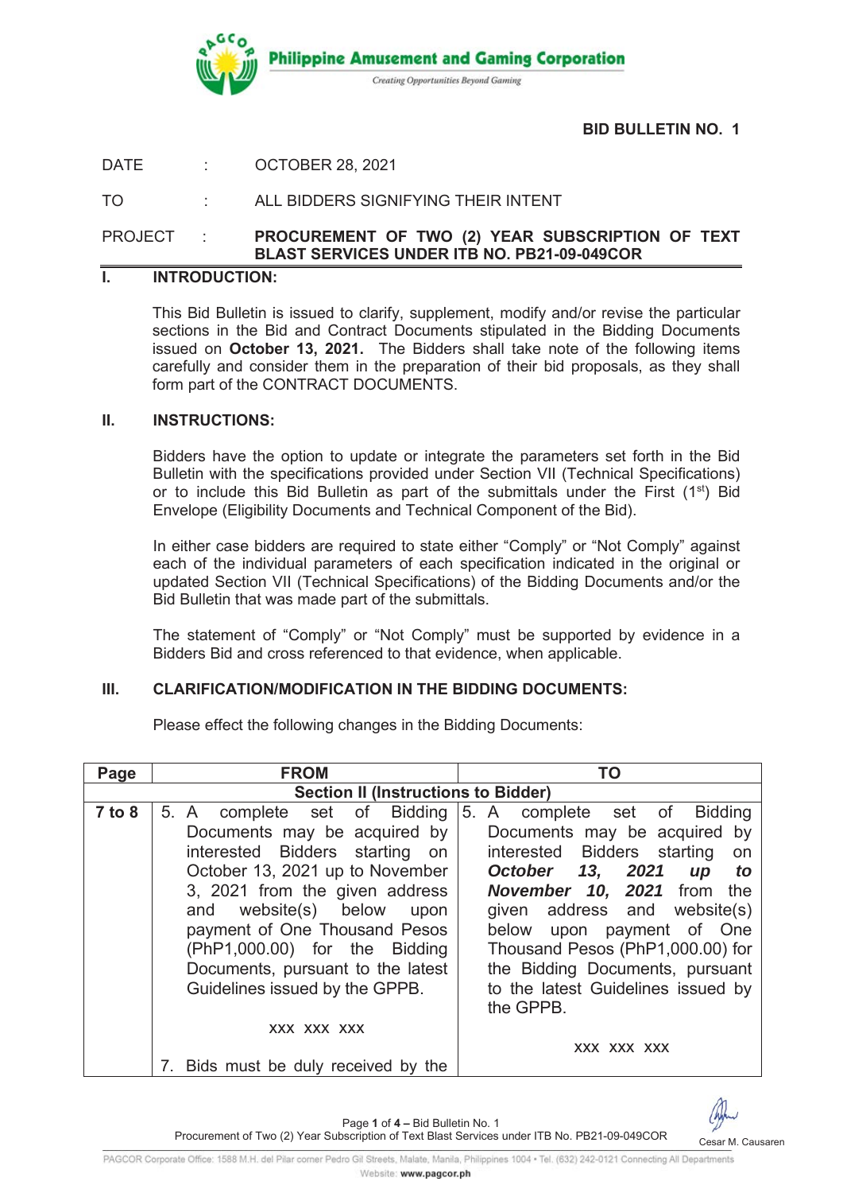Philippine Amusement and Gaming Corporation

*Creating Opportunities Beyond Gaming*

**BID BULLETIN NO. 1**

DATE : OCTOBER 28, 2021

TO : ALL BIDDERS SIGNIFYING THEIR INTENT

PROJECT : **PROCUREMENT OF TWO (2) YEAR SUBSCRIPTION OF TEXT BLAST SERVICES UNDER ITB NO. PB21-09-049COR**

## I. INTRODUCTION:

This Bid Bulletin is issued to clarify, supplement, modify and/or revise the particular sections in the Bid and Contract Documents stipulated in the Bidding Documents issued on **October 13, 2021.** The Bidders shall take note of the following items carefully and consider them in the preparation of their bid proposals, as they shall form part of the CONTRACT DOCUMENTS.

## II. INSTRUCTIONS:

Bidders have the option to update or integrate the parameters set forth in the Bid Bulletin with the specifications provided under Section VII (Technical Specifications) or to include this Bid Bulletin as part of the submittals under the First (1st) Bid Envelope (Eligibility Documents and Technical Component of the Bid).

In either case bidders are required to state either "Comply" or "Not Comply" against each of the individual parameters of each specification indicated in the original or updated Section VII (Technical Specifications) of the Bidding Documents and/or the Bid Bulletin that was made part of the submittals.

The statement of "Comply" or "Not Comply" must be supported by evidence in a Bidders Bid and cross referenced to that evidence, when applicable.

## III. CLARIFICATION/MODIFICATION IN THE BIDDING DOCUMENTS:

Please effect the following changes in the Bidding Documents:

| Page | FROM | TO |
|---|---|---|
| **Section II (Instructions to Bidder)** | | |
| **7 to 8** | 5. A complete set of Bidding Documents may be acquired by interested Bidders starting on October 13, 2021 up to November 3, 2021 from the given address and website(s) below upon payment of One Thousand Pesos (PhP1,000.00) for the Bidding Documents, pursuant to the latest Guidelines issued by the GPPB.<br><br>xxx xxx xxx<br><br>7. Bids must be duly received by the | 5. A complete set of Bidding Documents may be acquired by interested Bidders starting on ***October 13, 2021 up to November 10, 2021*** from the given address and website(s) below upon payment of One Thousand Pesos (PhP1,000.00) for the Bidding Documents, pursuant to the latest Guidelines issued by the GPPB.<br><br>xxx xxx xxx |

Cesar M. Causaren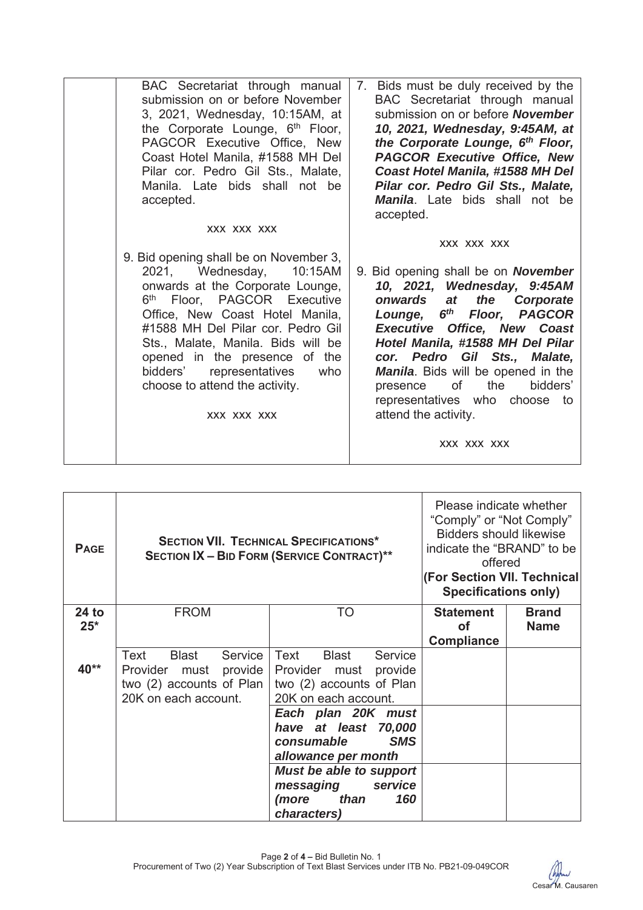| | | |
|---|---|---|
| | BAC Secretariat through manual submission on or before November 3, 2021, Wednesday, 10:15AM, at the Corporate Lounge, 6th Floor, PAGCOR Executive Office, New Coast Hotel Manila, #1588 MH Del Pilar cor. Pedro Gil Sts., Malate, Manila. Late bids shall not be accepted.<br><br>xxx xxx xxx<br><br>9. Bid opening shall be on November 3, 2021, Wednesday, 10:15AM onwards at the Corporate Lounge, 6th Floor, PAGCOR Executive Office, New Coast Hotel Manila, #1588 MH Del Pilar cor. Pedro Gil Sts., Malate, Manila. Bids will be opened in the presence of the bidders' representatives who choose to attend the activity.<br><br>xxx xxx xxx | 7. Bids must be duly received by the BAC Secretariat through manual submission on or before ***November 10, 2021, Wednesday, 9:45AM, at the Corporate Lounge, 6th Floor, PAGCOR Executive Office, New Coast Hotel Manila, #1588 MH Del Pilar cor. Pedro Gil Sts., Malate, Manila***. Late bids shall not be accepted.<br><br>xxx xxx xxx<br><br>9. Bid opening shall be on ***November 10, 2021, Wednesday, 9:45AM onwards at the Corporate Lounge, 6th Floor, PAGCOR Executive Office, New Coast Hotel Manila, #1588 MH Del Pilar cor. Pedro Gil Sts., Malate, Manila***. Bids will be opened in the presence of the bidders' representatives who choose to attend the activity.<br><br>xxx xxx xxx |

| **PAGE** | **SECTION VII. TECHNICAL SPECIFICATIONS\*** **SECTION IX – BID FORM (SERVICE CONTRACT)\*\*** | | Please indicate whether "Comply" or "Not Comply" Bidders should likewise indicate the "BRAND" to be offered **(For Section VII. Technical Specifications only)** | |
|---|---|---|---|---|
| **24 to 25\*** | FROM | TO | **Statement of Compliance** | **Brand Name** |
| **40\*\*** | Text Blast Service Provider must provide two (2) accounts of Plan 20K on each account. | Text Blast Service Provider must provide two (2) accounts of Plan 20K on each account. | | |
| | | ***Each plan 20K must have at least 70,000 consumable SMS allowance per month*** | | |
| | | ***Must be able to support messaging service (more than 160 characters)*** | | |

Cesar M. Causaren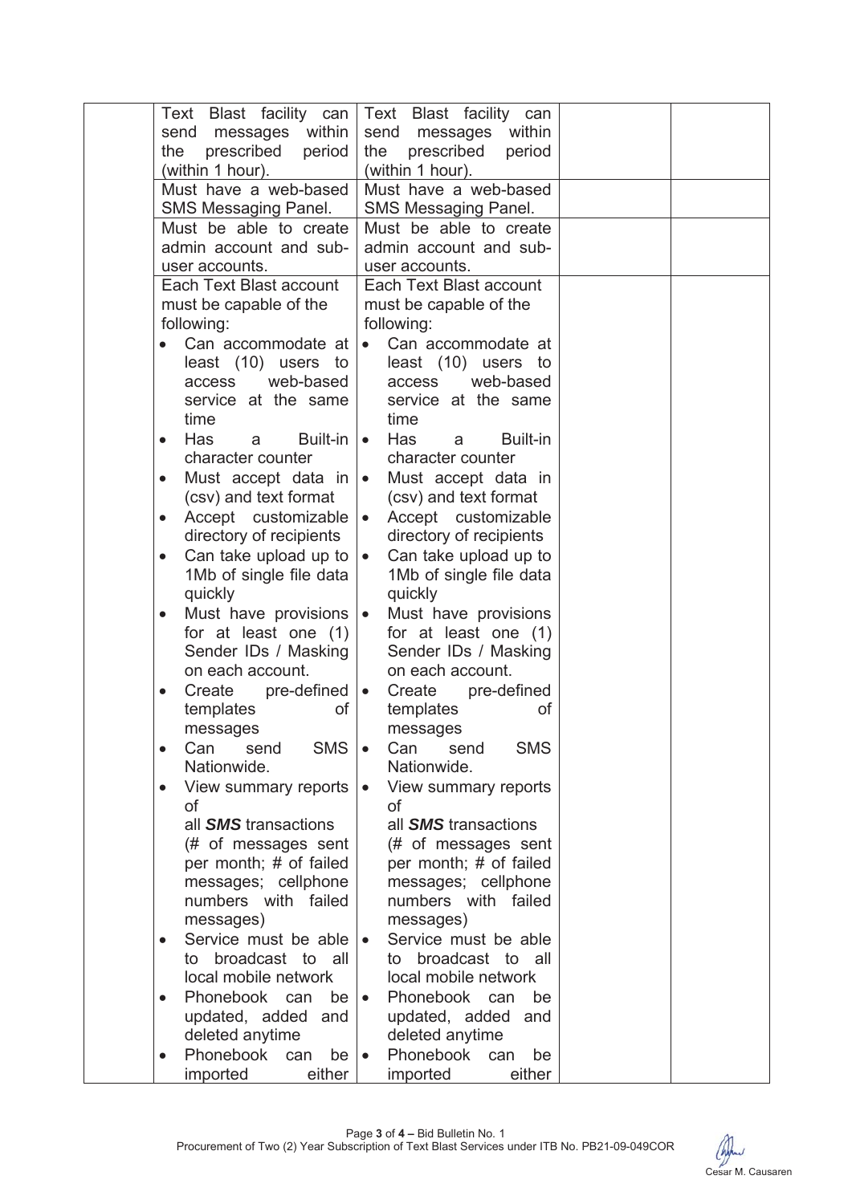|  | Text Blast facility can send messages within the prescribed period (within 1 hour). | Text Blast facility can send messages within the prescribed period (within 1 hour). |  |  |
|---|---|---|---|---|
|  | Must have a web-based SMS Messaging Panel. | Must have a web-based SMS Messaging Panel. |  |  |
|  | Must be able to create admin account and sub-user accounts. | Must be able to create admin account and sub-user accounts. |  |  |
|  | Each Text Blast account must be capable of the following:<br>• Can accommodate at least (10) users to access web-based service at the same time<br>• Has a Built-in character counter<br>• Must accept data in (csv) and text format<br>• Accept customizable directory of recipients<br>• Can take upload up to 1Mb of single file data quickly<br>• Must have provisions for at least one (1) Sender IDs / Masking on each account.<br>• Create pre-defined templates of messages<br>• Can send SMS Nationwide.<br>• View summary reports of all ***SMS*** transactions (# of messages sent per month; # of failed messages; cellphone numbers with failed messages)<br>• Service must be able to broadcast to all local mobile network<br>• Phonebook can be updated, added and deleted anytime<br>• Phonebook can be imported either | Each Text Blast account must be capable of the following:<br>• Can accommodate at least (10) users to access web-based service at the same time<br>• Has a Built-in character counter<br>• Must accept data in (csv) and text format<br>• Accept customizable directory of recipients<br>• Can take upload up to 1Mb of single file data quickly<br>• Must have provisions for at least one (1) Sender IDs / Masking on each account.<br>• Create pre-defined templates of messages<br>• Can send SMS Nationwide.<br>• View summary reports of all ***SMS*** transactions (# of messages sent per month; # of failed messages; cellphone numbers with failed messages)<br>• Service must be able to broadcast to all local mobile network<br>• Phonebook can be updated, added and deleted anytime<br>• Phonebook can be imported either |  |  |

Page 3 of 4 – Bid Bulletin No. 1
Procurement of Two (2) Year Subscription of Text Blast Services under ITB No. PB21-09-049COR

Cesar M. Causaren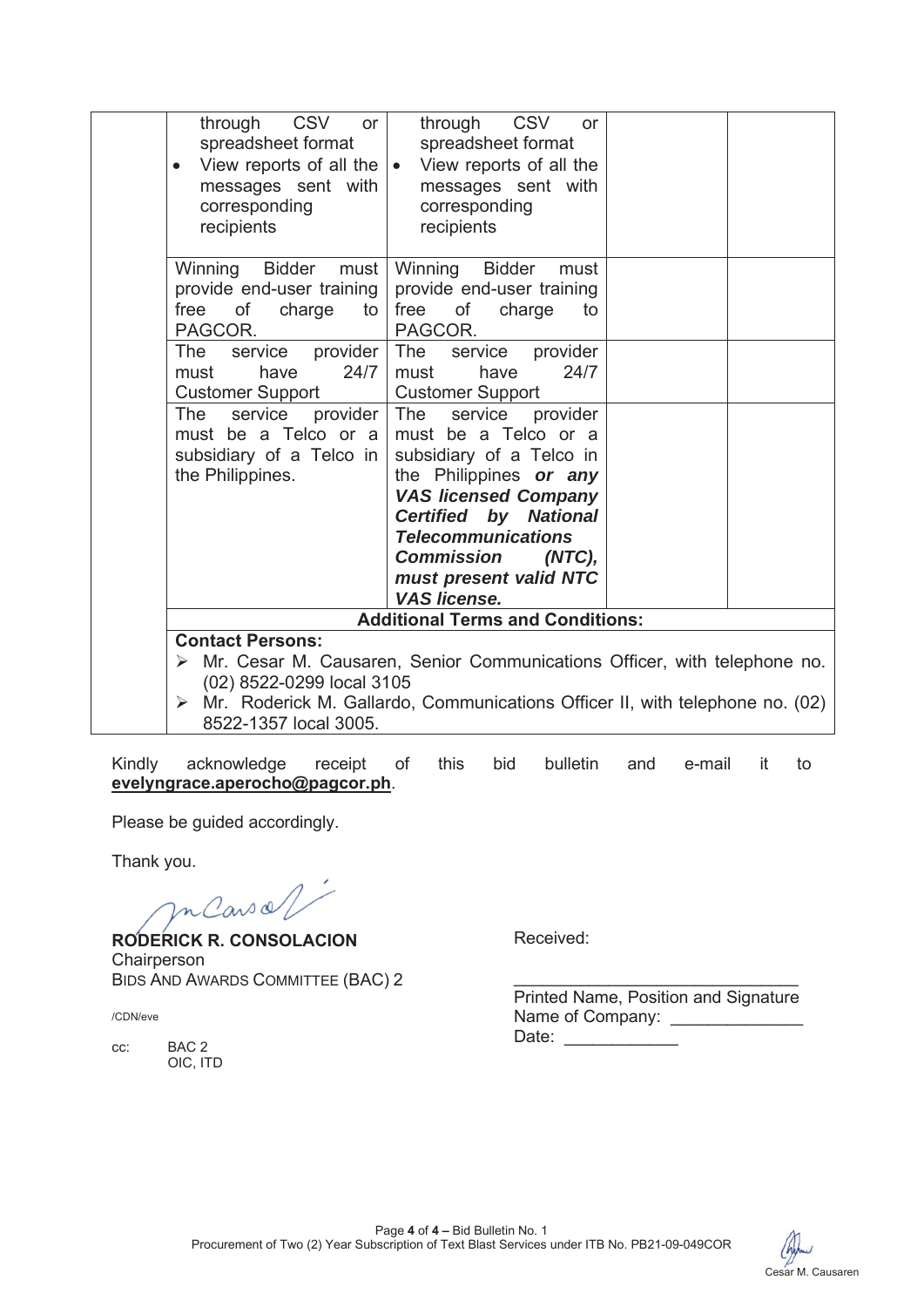| | | | | |
|---|---|---|---|---|
| | • through CSV or spreadsheet format<br>• View reports of all the messages sent with corresponding recipients | • through CSV or spreadsheet format<br>• View reports of all the messages sent with corresponding recipients | | |
| | Winning Bidder must provide end-user training free of charge to PAGCOR. | Winning Bidder must provide end-user training free of charge to PAGCOR. | | |
| | The service provider must have 24/7 Customer Support | The service provider must have 24/7 Customer Support | | |
| | The service provider must be a Telco or a subsidiary of a Telco in the Philippines. | The service provider must be a Telco or a subsidiary of a Telco in the Philippines ***or any VAS licensed Company Certified by National Telecommunications Commission (NTC), must present valid NTC VAS license.*** | | |
| | **Additional Terms and Conditions:** | | | |
| | **Contact Persons:**<br>➢ Mr. Cesar M. Causaren, Senior Communications Officer, with telephone no. (02) 8522-0299 local 3105<br>➢ Mr. Roderick M. Gallardo, Communications Officer II, with telephone no. (02) 8522-1357 local 3005. | | | |

Kindly acknowledge receipt of this bid bulletin and e-mail it to **evelyngrace.aperocho@pagcor.ph**.

Please be guided accordingly.

Thank you.

**RODERICK R. CONSOLACION**
Chairperson
BIDS AND AWARDS COMMITTEE (BAC) 2

Received:

______________________________
Printed Name, Position and Signature
Name of Company: ______________
Date: ____________

/CDN/eve

cc: BAC 2
OIC, ITD

Cesar M. Causaren